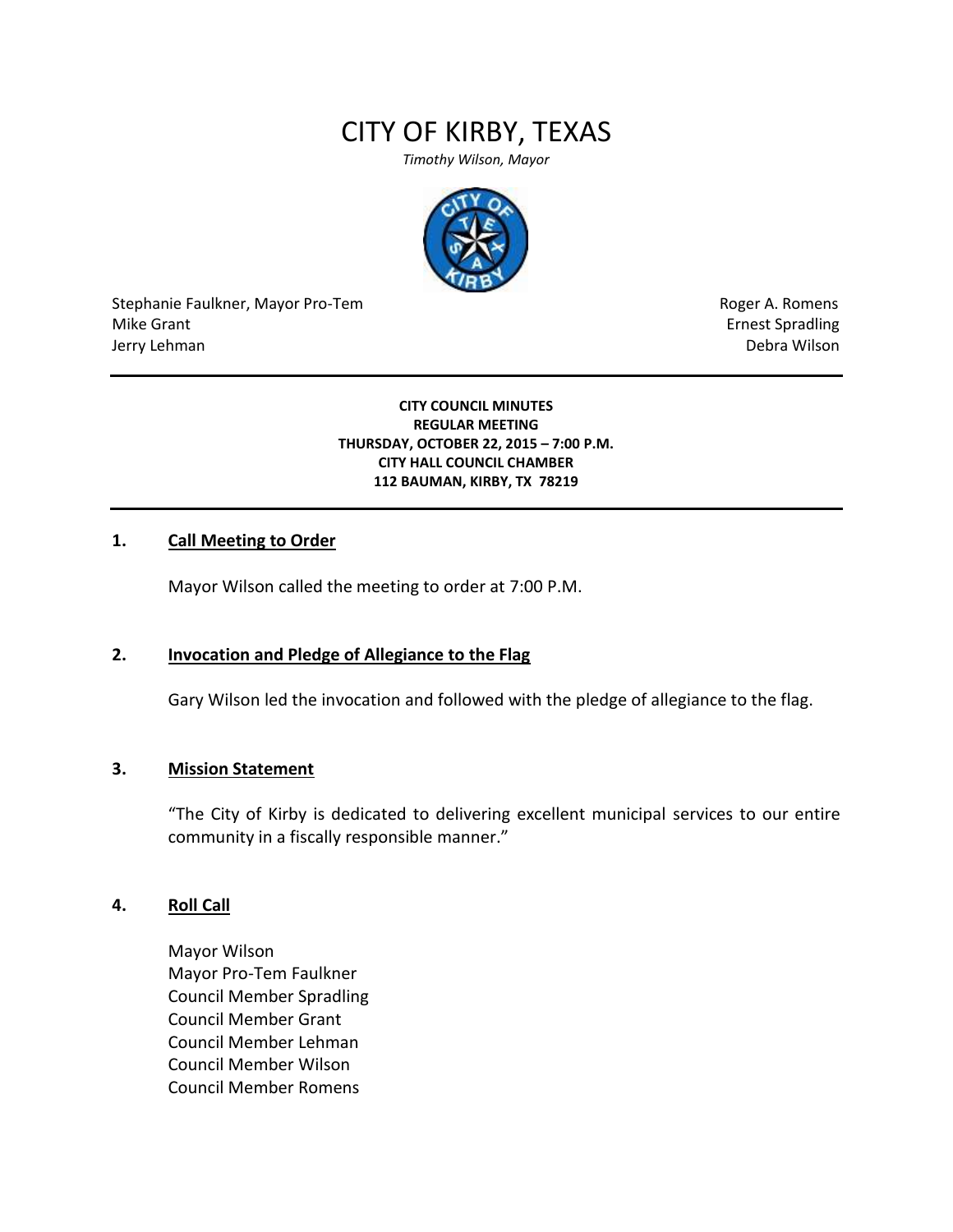# CITY OF KIRBY, TEXAS

*Timothy Wilson, Mayor*

Stephanie Faulkner, Mayor Pro-Tem
Mike Grant
Jerry Lehman

Roger A. Romens
Ernest Spradling
Debra Wilson

---

**CITY COUNCIL MINUTES**
**REGULAR MEETING**
**THURSDAY, OCTOBER 22, 2015 – 7:00 P.M.**
**CITY HALL COUNCIL CHAMBER**
**112 BAUMAN, KIRBY, TX 78219**

---

## 1. Call Meeting to Order

Mayor Wilson called the meeting to order at 7:00 P.M.

## 2. Invocation and Pledge of Allegiance to the Flag

Gary Wilson led the invocation and followed with the pledge of allegiance to the flag.

## 3. Mission Statement

"The City of Kirby is dedicated to delivering excellent municipal services to our entire community in a fiscally responsible manner."

## 4. Roll Call

Mayor Wilson
Mayor Pro-Tem Faulkner
Council Member Spradling
Council Member Grant
Council Member Lehman
Council Member Wilson
Council Member Romens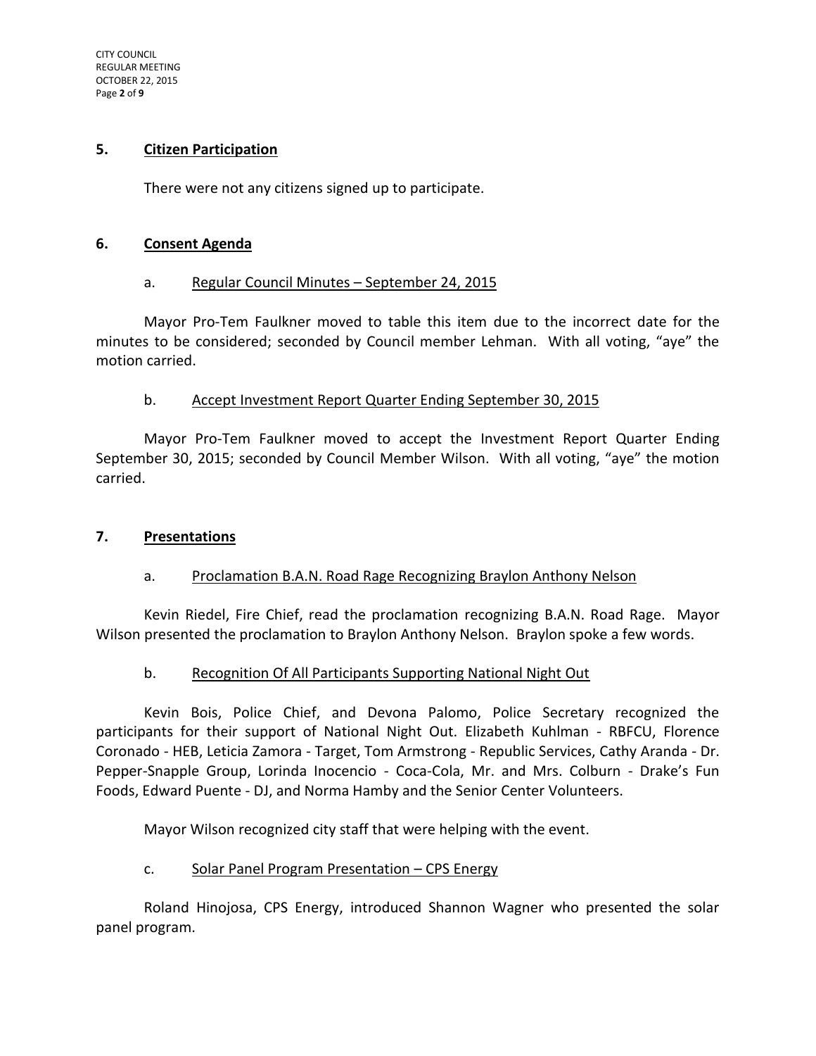## 5. Citizen Participation

There were not any citizens signed up to participate.

## 6. Consent Agenda

### a. Regular Council Minutes – September 24, 2015

Mayor Pro-Tem Faulkner moved to table this item due to the incorrect date for the minutes to be considered; seconded by Council member Lehman. With all voting, "aye" the motion carried.

### b. Accept Investment Report Quarter Ending September 30, 2015

Mayor Pro-Tem Faulkner moved to accept the Investment Report Quarter Ending September 30, 2015; seconded by Council Member Wilson. With all voting, "aye" the motion carried.

## 7. Presentations

### a. Proclamation B.A.N. Road Rage Recognizing Braylon Anthony Nelson

Kevin Riedel, Fire Chief, read the proclamation recognizing B.A.N. Road Rage. Mayor Wilson presented the proclamation to Braylon Anthony Nelson. Braylon spoke a few words.

### b. Recognition Of All Participants Supporting National Night Out

Kevin Bois, Police Chief, and Devona Palomo, Police Secretary recognized the participants for their support of National Night Out. Elizabeth Kuhlman - RBFCU, Florence Coronado - HEB, Leticia Zamora - Target, Tom Armstrong - Republic Services, Cathy Aranda - Dr. Pepper-Snapple Group, Lorinda Inocencio - Coca-Cola, Mr. and Mrs. Colburn - Drake's Fun Foods, Edward Puente - DJ, and Norma Hamby and the Senior Center Volunteers.

Mayor Wilson recognized city staff that were helping with the event.

### c. Solar Panel Program Presentation – CPS Energy

Roland Hinojosa, CPS Energy, introduced Shannon Wagner who presented the solar panel program.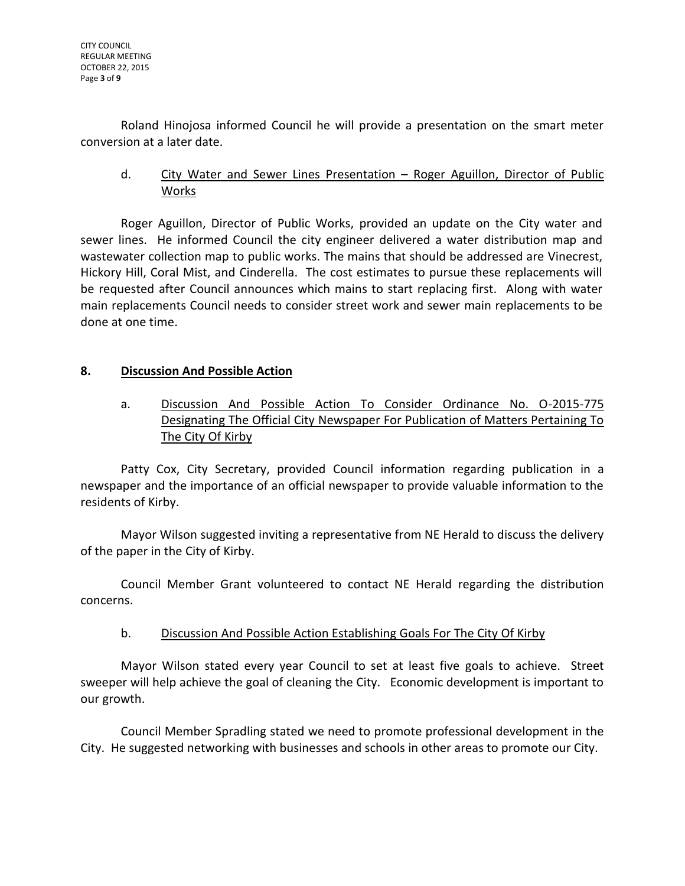Roland Hinojosa informed Council he will provide a presentation on the smart meter conversion at a later date.

d. City Water and Sewer Lines Presentation – Roger Aguillon, Director of Public Works

Roger Aguillon, Director of Public Works, provided an update on the City water and sewer lines. He informed Council the city engineer delivered a water distribution map and wastewater collection map to public works. The mains that should be addressed are Vinecrest, Hickory Hill, Coral Mist, and Cinderella. The cost estimates to pursue these replacements will be requested after Council announces which mains to start replacing first. Along with water main replacements Council needs to consider street work and sewer main replacements to be done at one time.

## 8. Discussion And Possible Action

a. Discussion And Possible Action To Consider Ordinance No. O-2015-775 Designating The Official City Newspaper For Publication of Matters Pertaining To The City Of Kirby

Patty Cox, City Secretary, provided Council information regarding publication in a newspaper and the importance of an official newspaper to provide valuable information to the residents of Kirby.

Mayor Wilson suggested inviting a representative from NE Herald to discuss the delivery of the paper in the City of Kirby.

Council Member Grant volunteered to contact NE Herald regarding the distribution concerns.

b. Discussion And Possible Action Establishing Goals For The City Of Kirby

Mayor Wilson stated every year Council to set at least five goals to achieve. Street sweeper will help achieve the goal of cleaning the City. Economic development is important to our growth.

Council Member Spradling stated we need to promote professional development in the City. He suggested networking with businesses and schools in other areas to promote our City.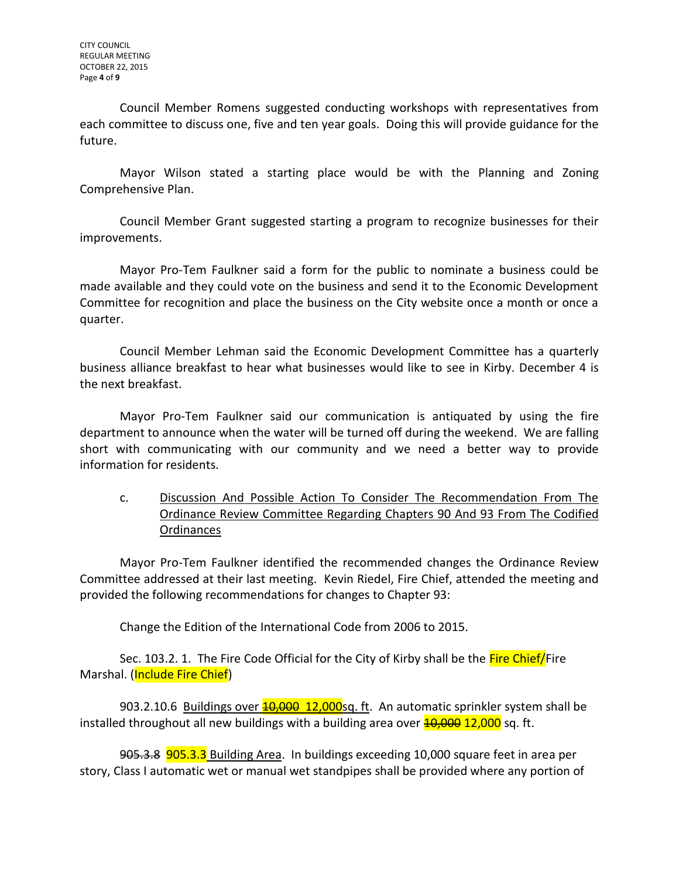Council Member Romens suggested conducting workshops with representatives from each committee to discuss one, five and ten year goals. Doing this will provide guidance for the future.

Mayor Wilson stated a starting place would be with the Planning and Zoning Comprehensive Plan.

Council Member Grant suggested starting a program to recognize businesses for their improvements.

Mayor Pro-Tem Faulkner said a form for the public to nominate a business could be made available and they could vote on the business and send it to the Economic Development Committee for recognition and place the business on the City website once a month or once a quarter.

Council Member Lehman said the Economic Development Committee has a quarterly business alliance breakfast to hear what businesses would like to see in Kirby. December 4 is the next breakfast.

Mayor Pro-Tem Faulkner said our communication is antiquated by using the fire department to announce when the water will be turned off during the weekend. We are falling short with communicating with our community and we need a better way to provide information for residents.

c. <u>Discussion And Possible Action To Consider The Recommendation From The Ordinance Review Committee Regarding Chapters 90 And 93 From The Codified Ordinances</u>

Mayor Pro-Tem Faulkner identified the recommended changes the Ordinance Review Committee addressed at their last meeting. Kevin Riedel, Fire Chief, attended the meeting and provided the following recommendations for changes to Chapter 93:

Change the Edition of the International Code from 2006 to 2015.

Sec. 103.2. 1. The Fire Code Official for the City of Kirby shall be the Fire Chief/Fire Marshal. (Include Fire Chief)

903.2.10.6 <u>Buildings over ~~10,000~~ 12,000sq. ft</u>. An automatic sprinkler system shall be installed throughout all new buildings with a building area over ~~10,000~~ 12,000 sq. ft.

~~905.3.8~~ 905.3.3 <u>Building Area</u>. In buildings exceeding 10,000 square feet in area per story, Class I automatic wet or manual wet standpipes shall be provided where any portion of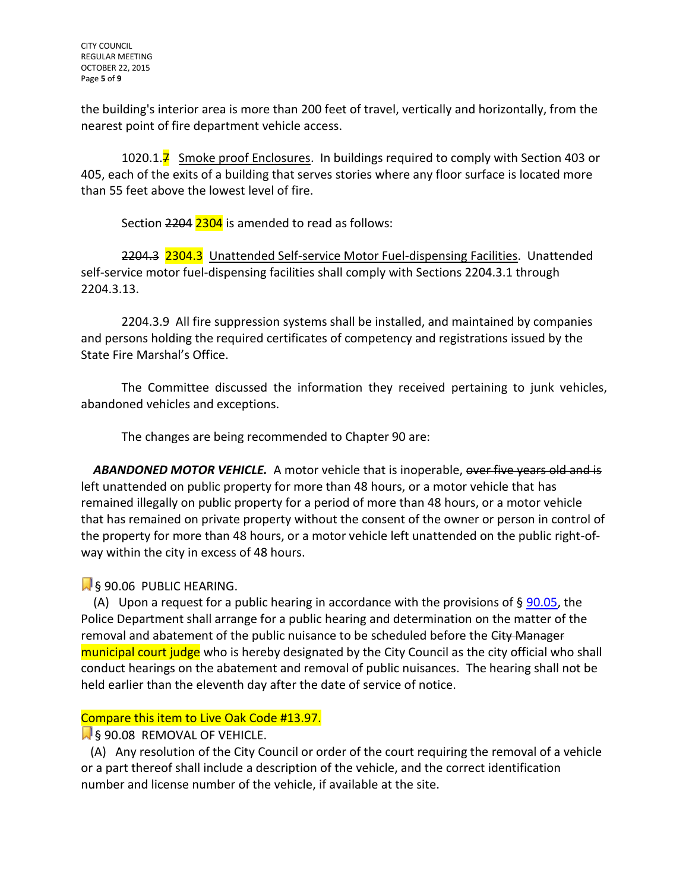the building's interior area is more than 200 feet of travel, vertically and horizontally, from the nearest point of fire department vehicle access.

1020.1.~~7~~ <u>Smoke proof Enclosures</u>. In buildings required to comply with Section 403 or 405, each of the exits of a building that serves stories where any floor surface is located more than 55 feet above the lowest level of fire.

Section ~~2204~~ 2304 is amended to read as follows:

~~2204.3~~ 2304.3 <u>Unattended Self-service Motor Fuel-dispensing Facilities</u>. Unattended self-service motor fuel-dispensing facilities shall comply with Sections 2204.3.1 through 2204.3.13.

2204.3.9 All fire suppression systems shall be installed, and maintained by companies and persons holding the required certificates of competency and registrations issued by the State Fire Marshal's Office.

The Committee discussed the information they received pertaining to junk vehicles, abandoned vehicles and exceptions.

The changes are being recommended to Chapter 90 are:

***ABANDONED MOTOR VEHICLE.*** A motor vehicle that is inoperable, ~~over five years old and is~~ left unattended on public property for more than 48 hours, or a motor vehicle that has remained illegally on public property for a period of more than 48 hours, or a motor vehicle that has remained on private property without the consent of the owner or person in control of the property for more than 48 hours, or a motor vehicle left unattended on the public right-of-way within the city in excess of 48 hours.

§ 90.06 PUBLIC HEARING.

(A) Upon a request for a public hearing in accordance with the provisions of § 90.05, the Police Department shall arrange for a public hearing and determination on the matter of the removal and abatement of the public nuisance to be scheduled before the ~~City Manager~~ municipal court judge who is hereby designated by the City Council as the city official who shall conduct hearings on the abatement and removal of public nuisances. The hearing shall not be held earlier than the eleventh day after the date of service of notice.

Compare this item to Live Oak Code #13.97.

§ 90.08 REMOVAL OF VEHICLE.

(A) Any resolution of the City Council or order of the court requiring the removal of a vehicle or a part thereof shall include a description of the vehicle, and the correct identification number and license number of the vehicle, if available at the site.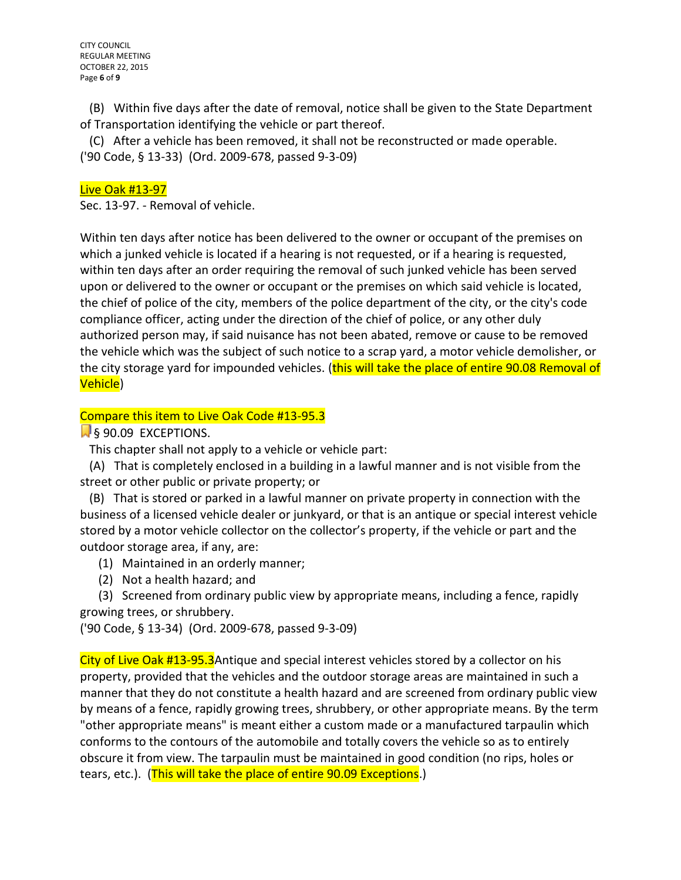(B) Within five days after the date of removal, notice shall be given to the State Department of Transportation identifying the vehicle or part thereof.

(C) After a vehicle has been removed, it shall not be reconstructed or made operable.

('90 Code, § 13-33) (Ord. 2009-678, passed 9-3-09)

Live Oak #13-97

Sec. 13-97. - Removal of vehicle.

Within ten days after notice has been delivered to the owner or occupant of the premises on which a junked vehicle is located if a hearing is not requested, or if a hearing is requested, within ten days after an order requiring the removal of such junked vehicle has been served upon or delivered to the owner or occupant or the premises on which said vehicle is located, the chief of police of the city, members of the police department of the city, or the city's code compliance officer, acting under the direction of the chief of police, or any other duly authorized person may, if said nuisance has not been abated, remove or cause to be removed the vehicle which was the subject of such notice to a scrap yard, a motor vehicle demolisher, or the city storage yard for impounded vehicles. (this will take the place of entire 90.08 Removal of Vehicle)

Compare this item to Live Oak Code #13-95.3

§ 90.09 EXCEPTIONS.

This chapter shall not apply to a vehicle or vehicle part:

(A) That is completely enclosed in a building in a lawful manner and is not visible from the street or other public or private property; or

(B) That is stored or parked in a lawful manner on private property in connection with the business of a licensed vehicle dealer or junkyard, or that is an antique or special interest vehicle stored by a motor vehicle collector on the collector's property, if the vehicle or part and the outdoor storage area, if any, are:

(1) Maintained in an orderly manner;

(2) Not a health hazard; and

(3) Screened from ordinary public view by appropriate means, including a fence, rapidly growing trees, or shrubbery.

('90 Code, § 13-34) (Ord. 2009-678, passed 9-3-09)

City of Live Oak #13-95.3Antique and special interest vehicles stored by a collector on his property, provided that the vehicles and the outdoor storage areas are maintained in such a manner that they do not constitute a health hazard and are screened from ordinary public view by means of a fence, rapidly growing trees, shrubbery, or other appropriate means. By the term "other appropriate means" is meant either a custom made or a manufactured tarpaulin which conforms to the contours of the automobile and totally covers the vehicle so as to entirely obscure it from view. The tarpaulin must be maintained in good condition (no rips, holes or tears, etc.). (This will take the place of entire 90.09 Exceptions.)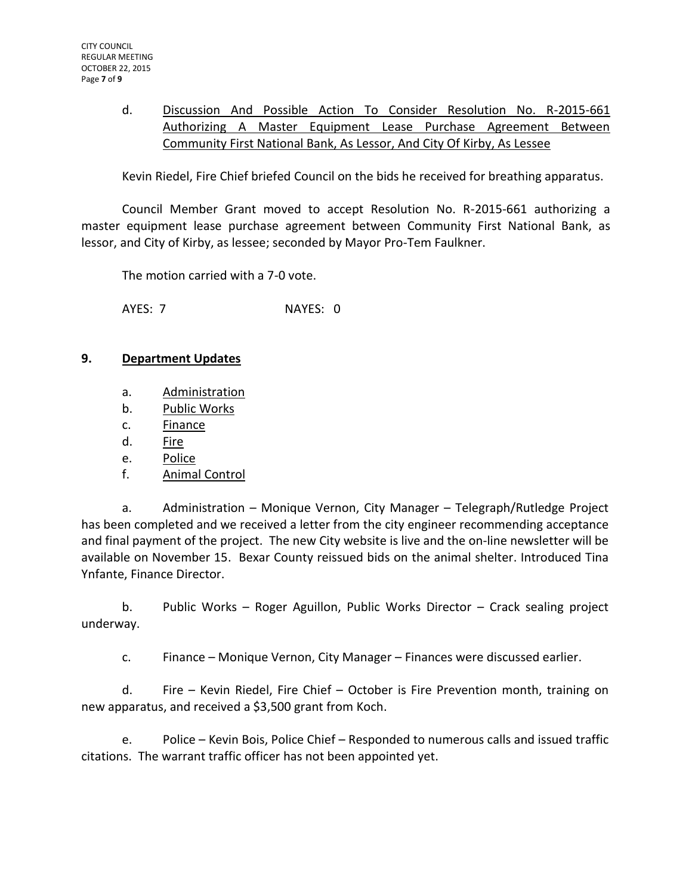d. <u>Discussion And Possible Action To Consider Resolution No. R-2015-661 Authorizing A Master Equipment Lease Purchase Agreement Between Community First National Bank, As Lessor, And City Of Kirby, As Lessee</u>

Kevin Riedel, Fire Chief briefed Council on the bids he received for breathing apparatus.

Council Member Grant moved to accept Resolution No. R-2015-661 authorizing a master equipment lease purchase agreement between Community First National Bank, as lessor, and City of Kirby, as lessee; seconded by Mayor Pro-Tem Faulkner.

The motion carried with a 7-0 vote.

AYES: 7 NAYES: 0

## 9. Department Updates

a. <u>Administration</u>
b. <u>Public Works</u>
c. <u>Finance</u>
d. <u>Fire</u>
e. <u>Police</u>
f. <u>Animal Control</u>

a. Administration – Monique Vernon, City Manager – Telegraph/Rutledge Project has been completed and we received a letter from the city engineer recommending acceptance and final payment of the project. The new City website is live and the on-line newsletter will be available on November 15. Bexar County reissued bids on the animal shelter. Introduced Tina Ynfante, Finance Director.

b. Public Works – Roger Aguillon, Public Works Director – Crack sealing project underway.

c. Finance – Monique Vernon, City Manager – Finances were discussed earlier.

d. Fire – Kevin Riedel, Fire Chief – October is Fire Prevention month, training on new apparatus, and received a $3,500 grant from Koch.

e. Police – Kevin Bois, Police Chief – Responded to numerous calls and issued traffic citations. The warrant traffic officer has not been appointed yet.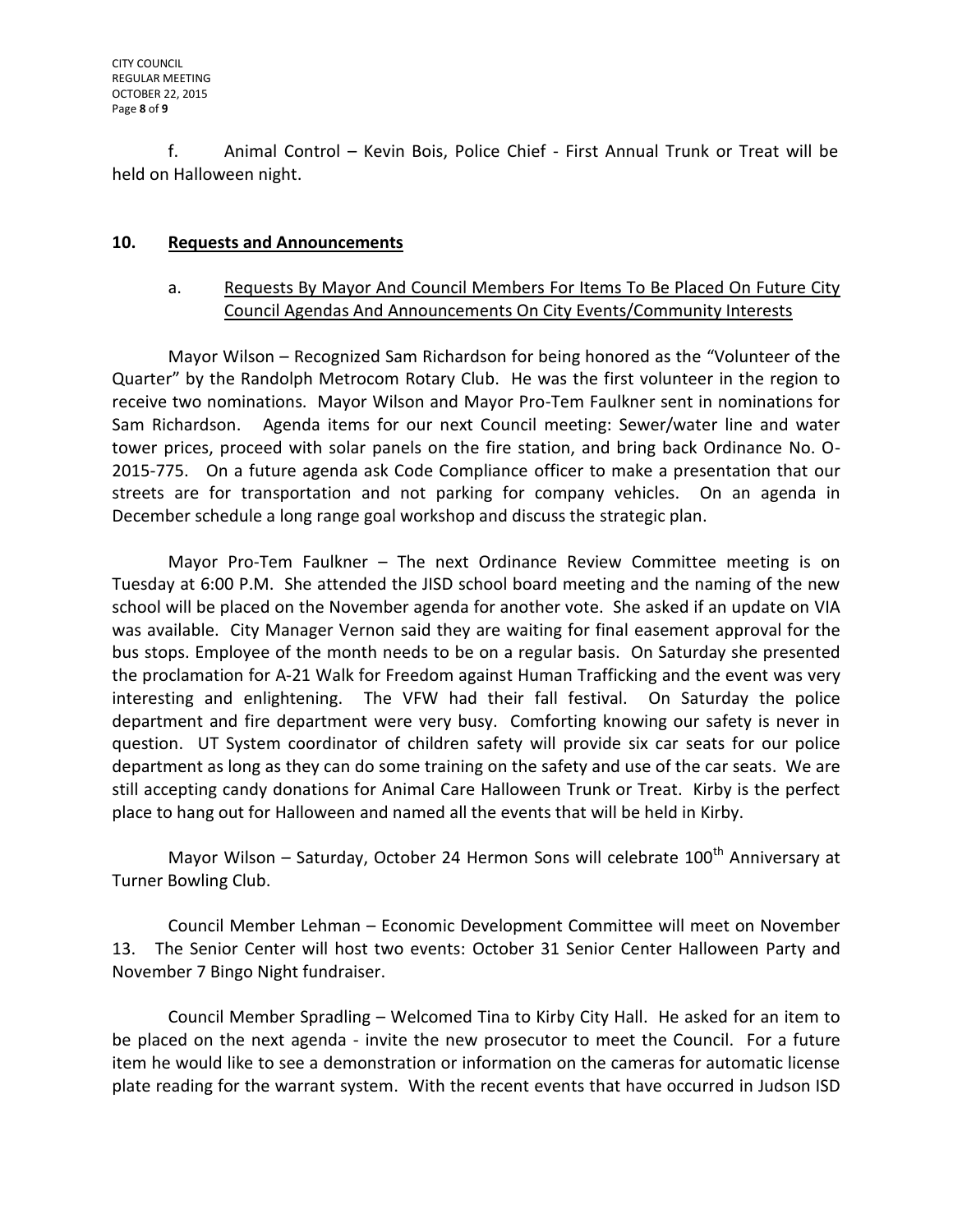f. Animal Control – Kevin Bois, Police Chief - First Annual Trunk or Treat will be held on Halloween night.

## 10. Requests and Announcements

### a. Requests By Mayor And Council Members For Items To Be Placed On Future City Council Agendas And Announcements On City Events/Community Interests

Mayor Wilson – Recognized Sam Richardson for being honored as the "Volunteer of the Quarter" by the Randolph Metrocom Rotary Club. He was the first volunteer in the region to receive two nominations. Mayor Wilson and Mayor Pro-Tem Faulkner sent in nominations for Sam Richardson. Agenda items for our next Council meeting: Sewer/water line and water tower prices, proceed with solar panels on the fire station, and bring back Ordinance No. O-2015-775. On a future agenda ask Code Compliance officer to make a presentation that our streets are for transportation and not parking for company vehicles. On an agenda in December schedule a long range goal workshop and discuss the strategic plan.

Mayor Pro-Tem Faulkner – The next Ordinance Review Committee meeting is on Tuesday at 6:00 P.M. She attended the JISD school board meeting and the naming of the new school will be placed on the November agenda for another vote. She asked if an update on VIA was available. City Manager Vernon said they are waiting for final easement approval for the bus stops. Employee of the month needs to be on a regular basis. On Saturday she presented the proclamation for A-21 Walk for Freedom against Human Trafficking and the event was very interesting and enlightening. The VFW had their fall festival. On Saturday the police department and fire department were very busy. Comforting knowing our safety is never in question. UT System coordinator of children safety will provide six car seats for our police department as long as they can do some training on the safety and use of the car seats. We are still accepting candy donations for Animal Care Halloween Trunk or Treat. Kirby is the perfect place to hang out for Halloween and named all the events that will be held in Kirby.

Mayor Wilson – Saturday, October 24 Hermon Sons will celebrate 100th Anniversary at Turner Bowling Club.

Council Member Lehman – Economic Development Committee will meet on November 13. The Senior Center will host two events: October 31 Senior Center Halloween Party and November 7 Bingo Night fundraiser.

Council Member Spradling – Welcomed Tina to Kirby City Hall. He asked for an item to be placed on the next agenda - invite the new prosecutor to meet the Council. For a future item he would like to see a demonstration or information on the cameras for automatic license plate reading for the warrant system. With the recent events that have occurred in Judson ISD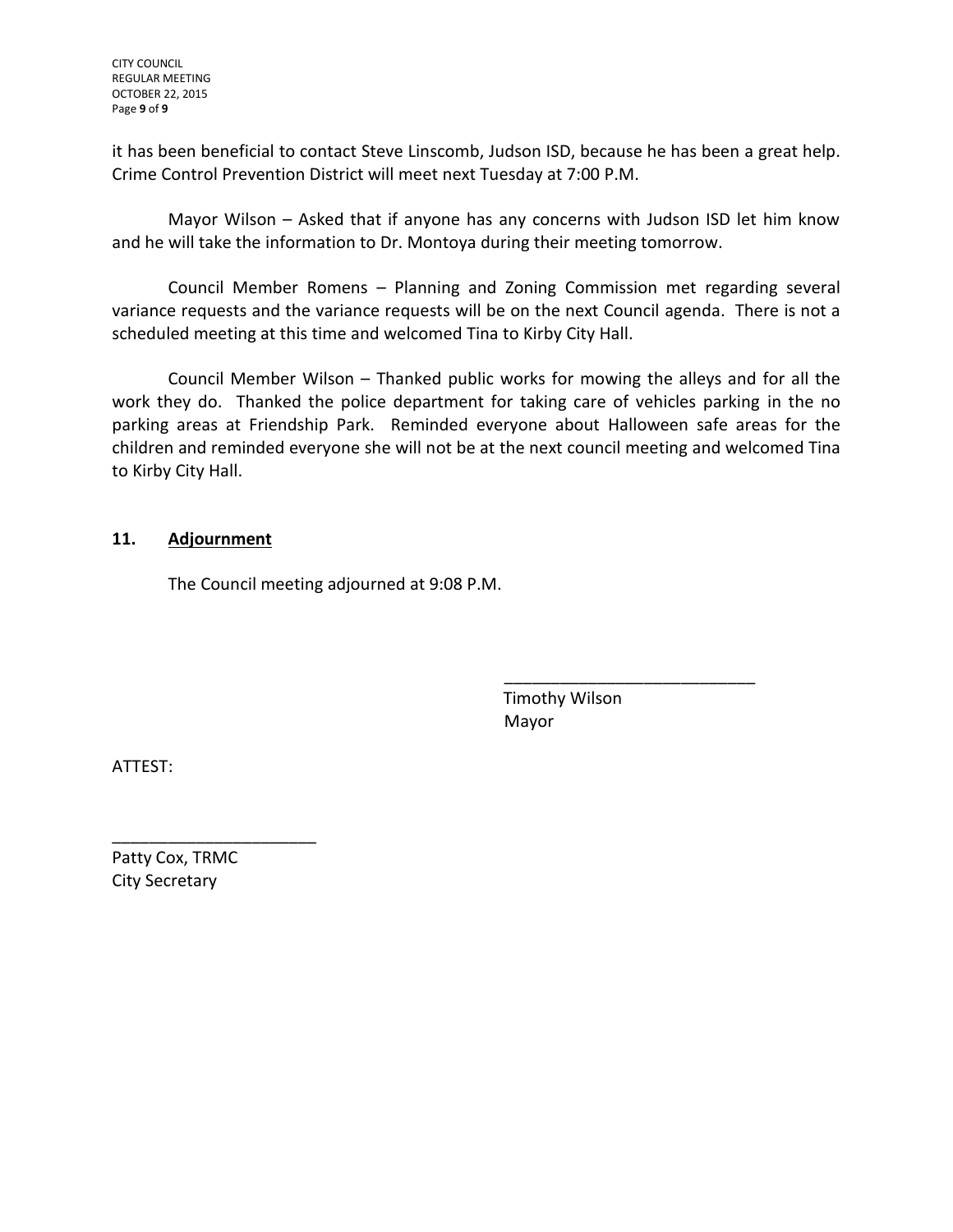it has been beneficial to contact Steve Linscomb, Judson ISD, because he has been a great help. Crime Control Prevention District will meet next Tuesday at 7:00 P.M.

Mayor Wilson – Asked that if anyone has any concerns with Judson ISD let him know and he will take the information to Dr. Montoya during their meeting tomorrow.

Council Member Romens – Planning and Zoning Commission met regarding several variance requests and the variance requests will be on the next Council agenda. There is not a scheduled meeting at this time and welcomed Tina to Kirby City Hall.

Council Member Wilson – Thanked public works for mowing the alleys and for all the work they do. Thanked the police department for taking care of vehicles parking in the no parking areas at Friendship Park. Reminded everyone about Halloween safe areas for the children and reminded everyone she will not be at the next council meeting and welcomed Tina to Kirby City Hall.

**11. <u>Adjournment</u>**

The Council meeting adjourned at 9:08 P.M.

\_\_\_\_\_\_\_\_\_\_\_\_\_\_\_\_\_\_\_\_\_\_\_\_\_\_\_\_
Timothy Wilson
Mayor

ATTEST:

\_\_\_\_\_\_\_\_\_\_\_\_\_\_\_\_\_\_\_\_\_\_
Patty Cox, TRMC
City Secretary